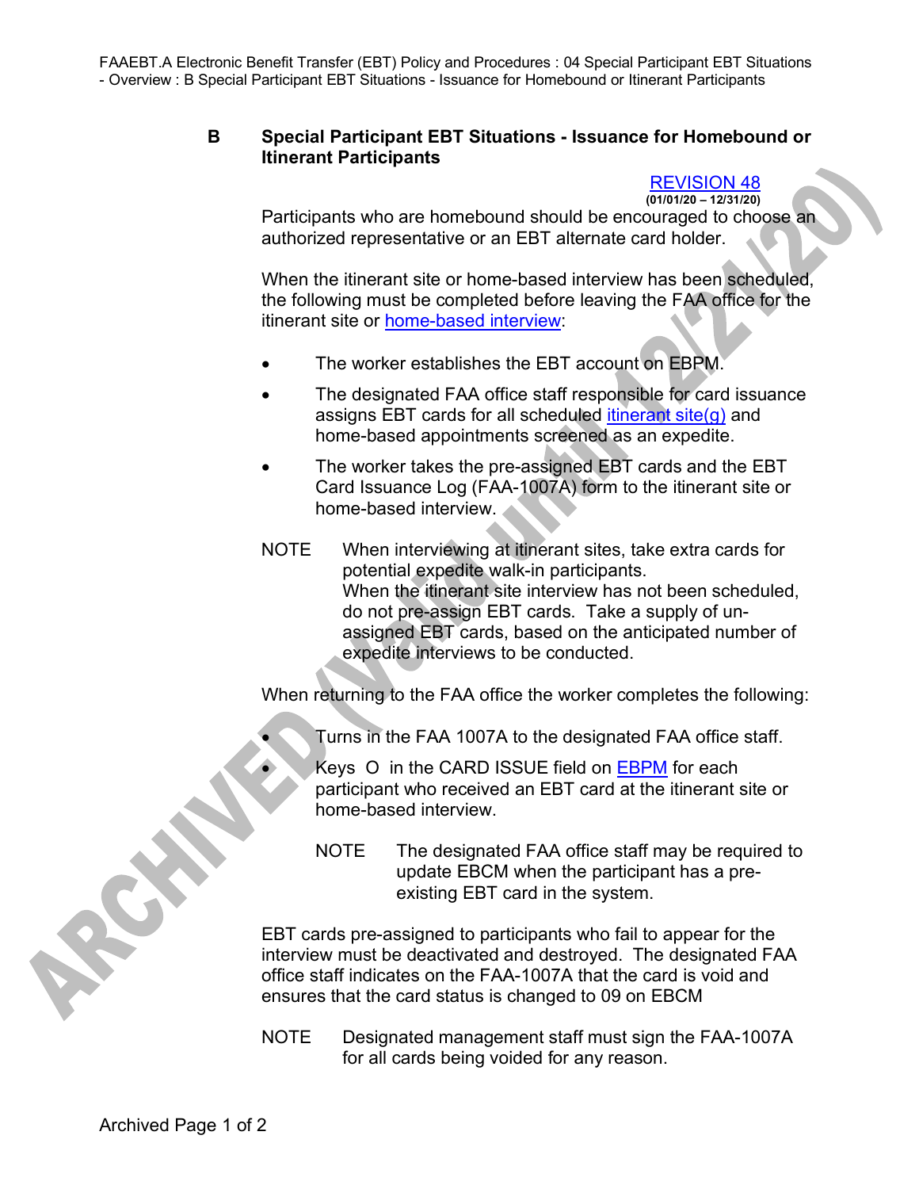## B Special Participant EBT Situations - Issuance for Homebound or Itinerant Participants

REVISION 48
(01/01/20 – 12/31/20)

Participants who are homebound should be encouraged to choose an authorized representative or an EBT alternate card holder.

When the itinerant site or home-based interview has been scheduled, the following must be completed before leaving the FAA office for the itinerant site or home-based interview:

- The worker establishes the EBT account on EBPM.
- The designated FAA office staff responsible for card issuance assigns EBT cards for all scheduled itinerant site(g) and home-based appointments screened as an expedite.
- The worker takes the pre-assigned EBT cards and the EBT Card Issuance Log (FAA-1007A) form to the itinerant site or home-based interview.

NOTE When interviewing at itinerant sites, take extra cards for potential expedite walk-in participants.
When the itinerant site interview has not been scheduled, do not pre-assign EBT cards. Take a supply of un-assigned EBT cards, based on the anticipated number of expedite interviews to be conducted.

When returning to the FAA office the worker completes the following:

- Turns in the FAA 1007A to the designated FAA office staff.
- Keys O in the CARD ISSUE field on EBPM for each participant who received an EBT card at the itinerant site or home-based interview.

  NOTE The designated FAA office staff may be required to update EBCM when the participant has a pre-existing EBT card in the system.

EBT cards pre-assigned to participants who fail to appear for the interview must be deactivated and destroyed. The designated FAA office staff indicates on the FAA-1007A that the card is void and ensures that the card status is changed to 09 on EBCM

NOTE Designated management staff must sign the FAA-1007A for all cards being voided for any reason.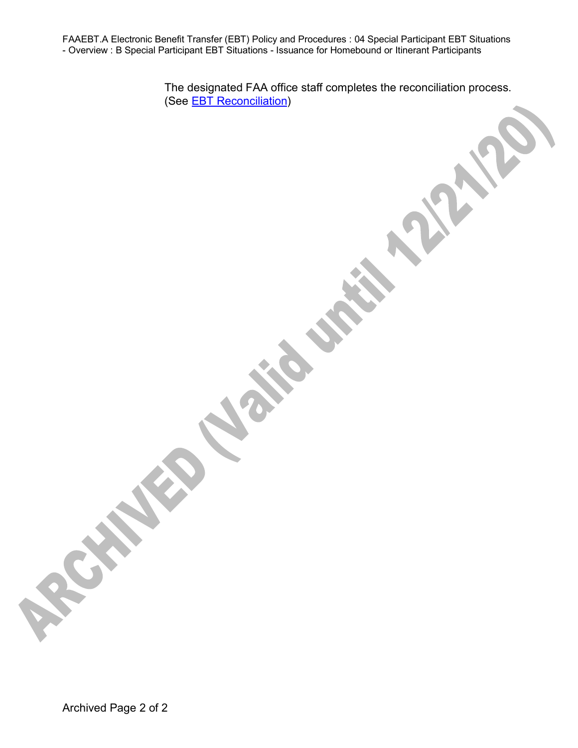The designated FAA office staff completes the reconciliation process. (See [EBT Reconciliation])